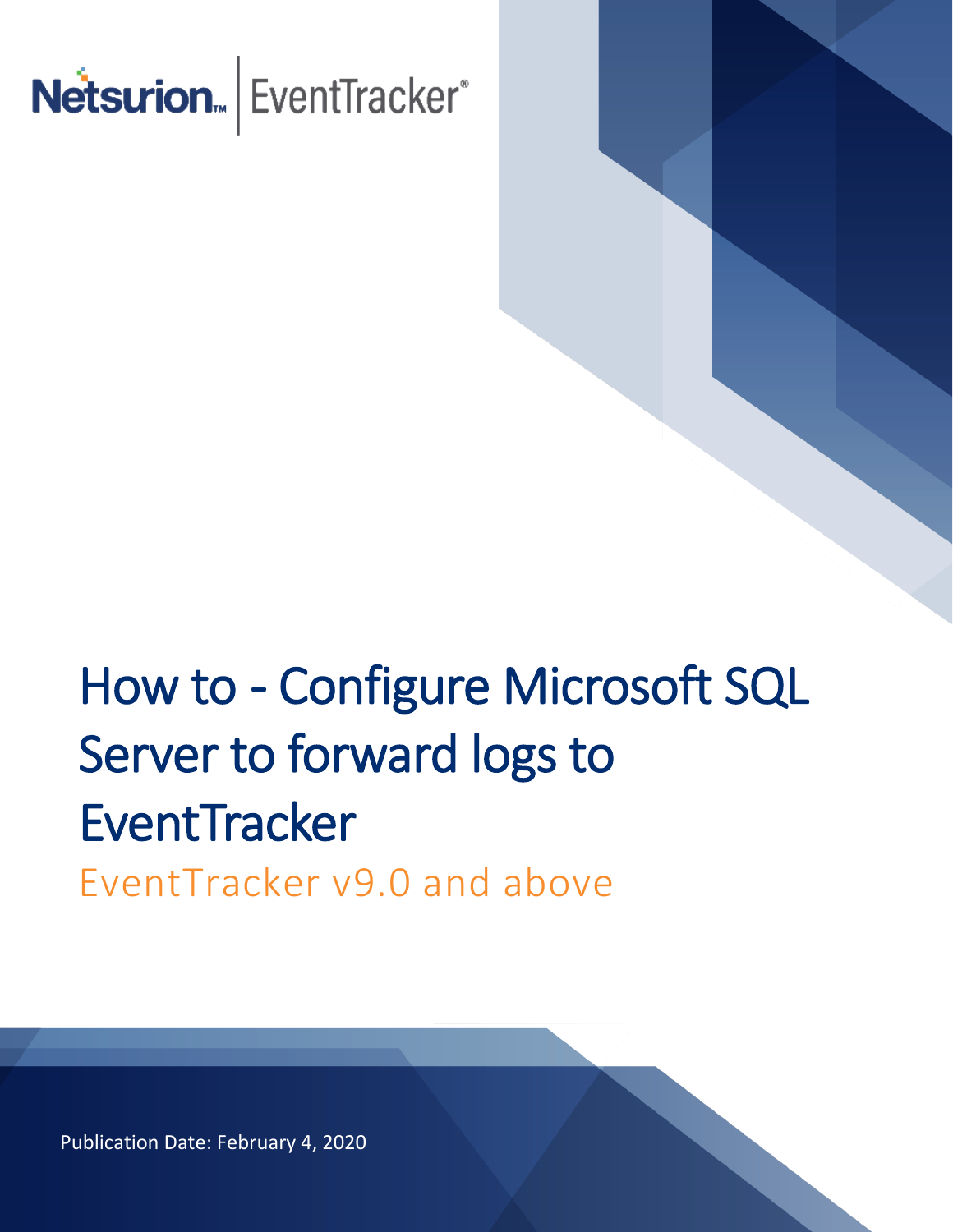Netsurion™ | EventTracker®

# How to - Configure Microsoft SQL Server to forward logs to EventTracker

EventTracker v9.0 and above

Publication Date: February 4, 2020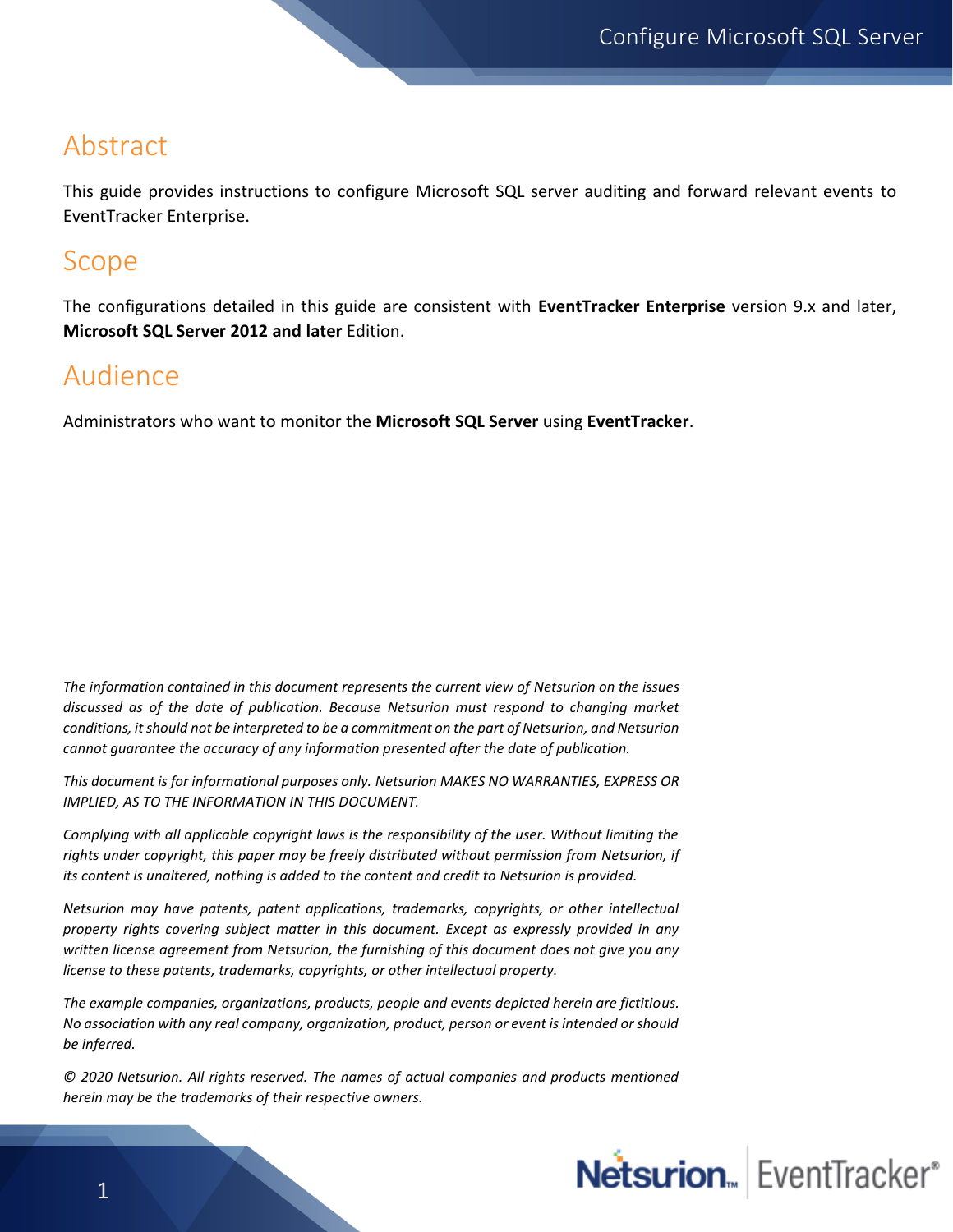# Abstract

This guide provides instructions to configure Microsoft SQL server auditing and forward relevant events to EventTracker Enterprise.

# Scope

The configurations detailed in this guide are consistent with **EventTracker Enterprise** version 9.x and later, **Microsoft SQL Server 2012 and later** Edition.

# Audience

Administrators who want to monitor the **Microsoft SQL Server** using **EventTracker**.

*The information contained in this document represents the current view of Netsurion on the issues discussed as of the date of publication. Because Netsurion must respond to changing market conditions, it should not be interpreted to be a commitment on the part of Netsurion, and Netsurion cannot guarantee the accuracy of any information presented after the date of publication.*

*This document is for informational purposes only. Netsurion MAKES NO WARRANTIES, EXPRESS OR IMPLIED, AS TO THE INFORMATION IN THIS DOCUMENT.*

*Complying with all applicable copyright laws is the responsibility of the user. Without limiting the rights under copyright, this paper may be freely distributed without permission from Netsurion, if its content is unaltered, nothing is added to the content and credit to Netsurion is provided.*

*Netsurion may have patents, patent applications, trademarks, copyrights, or other intellectual property rights covering subject matter in this document. Except as expressly provided in any written license agreement from Netsurion, the furnishing of this document does not give you any license to these patents, trademarks, copyrights, or other intellectual property.*

*The example companies, organizations, products, people and events depicted herein are fictitious. No association with any real company, organization, product, person or event is intended or should be inferred.*

*© 2020 Netsurion. All rights reserved. The names of actual companies and products mentioned herein may be the trademarks of their respective owners.*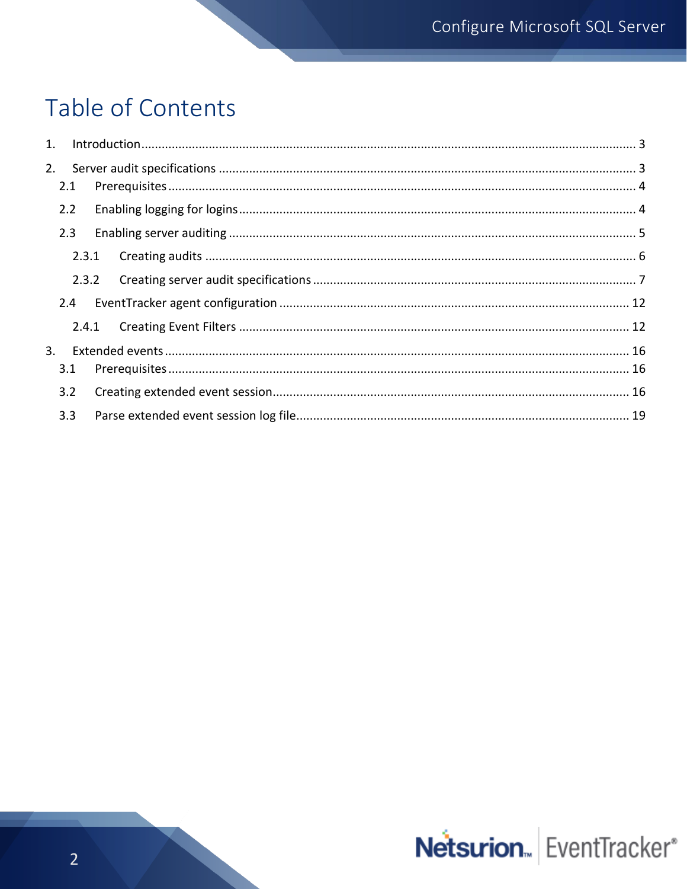# Table of Contents

1. Introduction ........................................................................................................ 3
2. Server audit specifications ........................................................................................................ 3
   - 2.1 Prerequisites ........................................................................................................ 4
   - 2.2 Enabling logging for logins ........................................................................................................ 4
   - 2.3 Enabling server auditing ........................................................................................................ 5
     - 2.3.1 Creating audits ........................................................................................................ 6
     - 2.3.2 Creating server audit specifications ........................................................................................................ 7
   - 2.4 EventTracker agent configuration ........................................................................................................ 12
     - 2.4.1 Creating Event Filters ........................................................................................................ 12
3. Extended events ........................................................................................................ 16
   - 3.1 Prerequisites ........................................................................................................ 16
   - 3.2 Creating extended event session ........................................................................................................ 16
   - 3.3 Parse extended event session log file ........................................................................................................ 19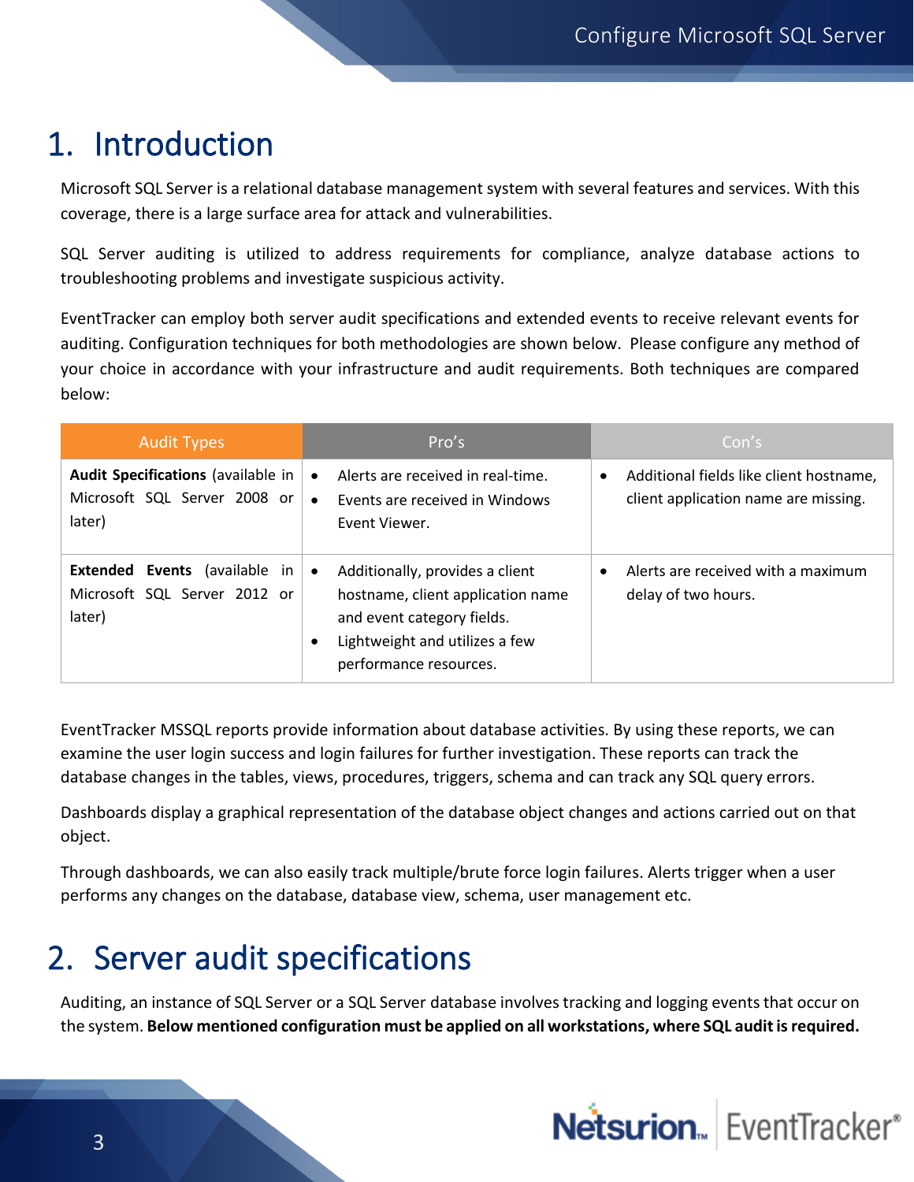# 1. Introduction

Microsoft SQL Server is a relational database management system with several features and services. With this coverage, there is a large surface area for attack and vulnerabilities.

SQL Server auditing is utilized to address requirements for compliance, analyze database actions to troubleshooting problems and investigate suspicious activity.

EventTracker can employ both server audit specifications and extended events to receive relevant events for auditing. Configuration techniques for both methodologies are shown below. Please configure any method of your choice in accordance with your infrastructure and audit requirements. Both techniques are compared below:

| Audit Types | Pro's | Con's |
|---|---|---|
| **Audit Specifications** (available in Microsoft SQL Server 2008 or later) | • Alerts are received in real-time.<br>• Events are received in Windows Event Viewer. | • Additional fields like client hostname, client application name are missing. |
| **Extended Events** (available in Microsoft SQL Server 2012 or later) | • Additionally, provides a client hostname, client application name and event category fields.<br>• Lightweight and utilizes a few performance resources. | • Alerts are received with a maximum delay of two hours. |

EventTracker MSSQL reports provide information about database activities. By using these reports, we can examine the user login success and login failures for further investigation. These reports can track the database changes in the tables, views, procedures, triggers, schema and can track any SQL query errors.

Dashboards display a graphical representation of the database object changes and actions carried out on that object.

Through dashboards, we can also easily track multiple/brute force login failures. Alerts trigger when a user performs any changes on the database, database view, schema, user management etc.

# 2. Server audit specifications

Auditing, an instance of SQL Server or a SQL Server database involves tracking and logging events that occur on the system. **Below mentioned configuration must be applied on all workstations, where SQL audit is required.**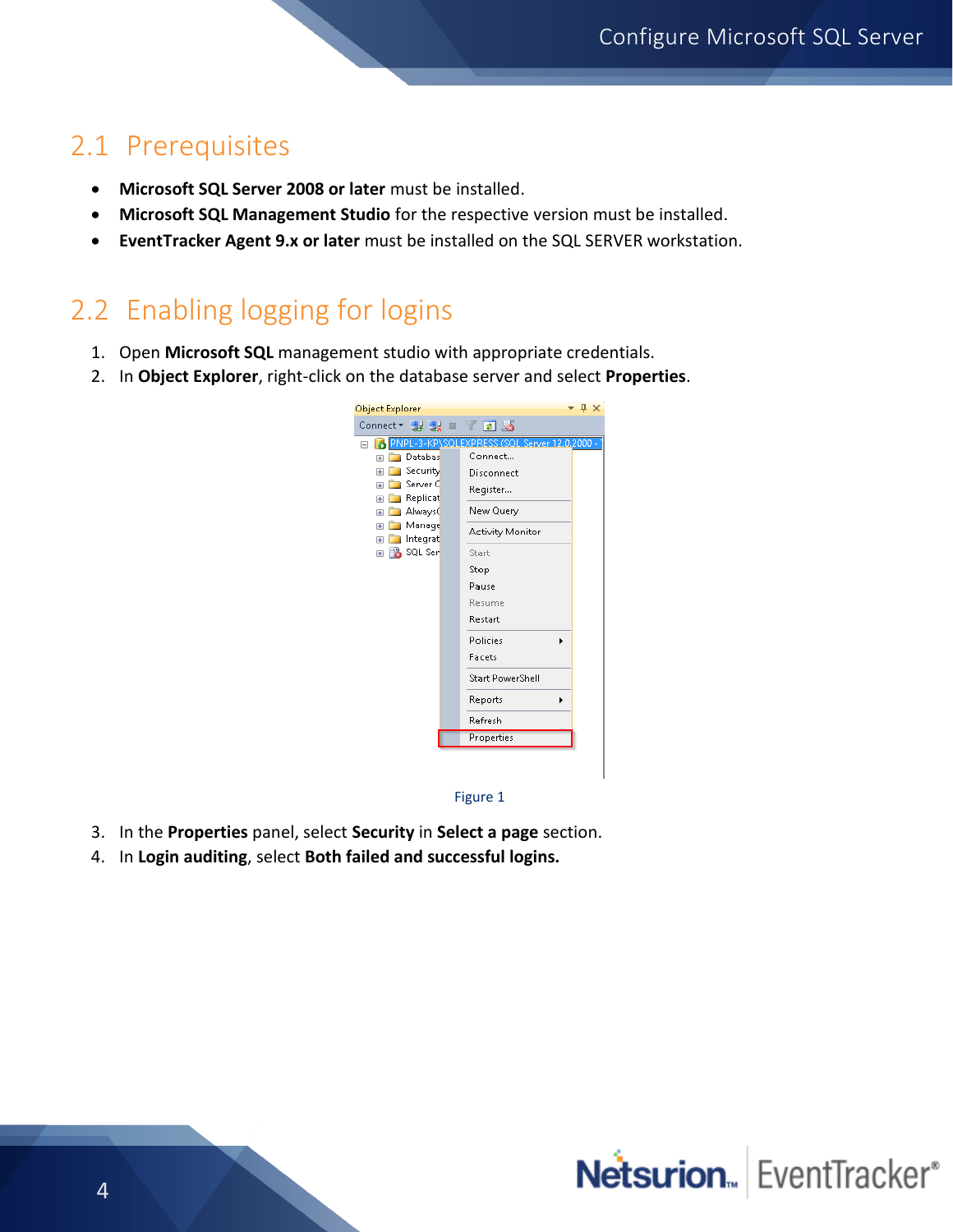## 2.1 Prerequisites

- **Microsoft SQL Server 2008 or later** must be installed.
- **Microsoft SQL Management Studio** for the respective version must be installed.
- **EventTracker Agent 9.x or later** must be installed on the SQL SERVER workstation.

## 2.2 Enabling logging for logins

1. Open **Microsoft SQL** management studio with appropriate credentials.
2. In **Object Explorer**, right-click on the database server and select **Properties**.

Figure 1

3. In the **Properties** panel, select **Security** in **Select a page** section.
4. In **Login auditing**, select **Both failed and successful logins.**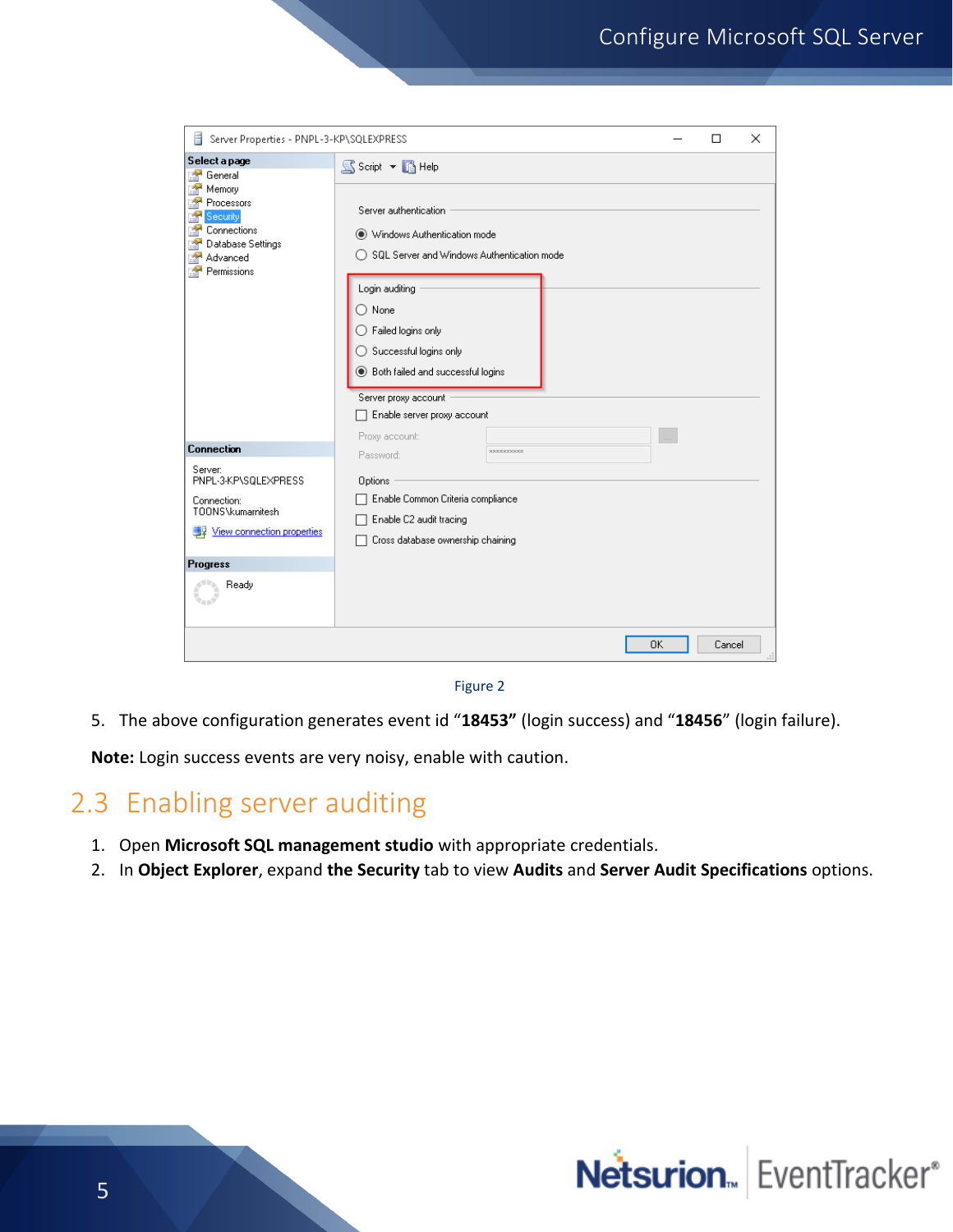Figure 2

5. The above configuration generates event id “**18453”** (login success) and “**18456**” (login failure).

**Note:** Login success events are very noisy, enable with caution.

## 2.3 Enabling server auditing

1. Open **Microsoft SQL management studio** with appropriate credentials.
2. In **Object Explorer**, expand **the Security** tab to view **Audits** and **Server Audit Specifications** options.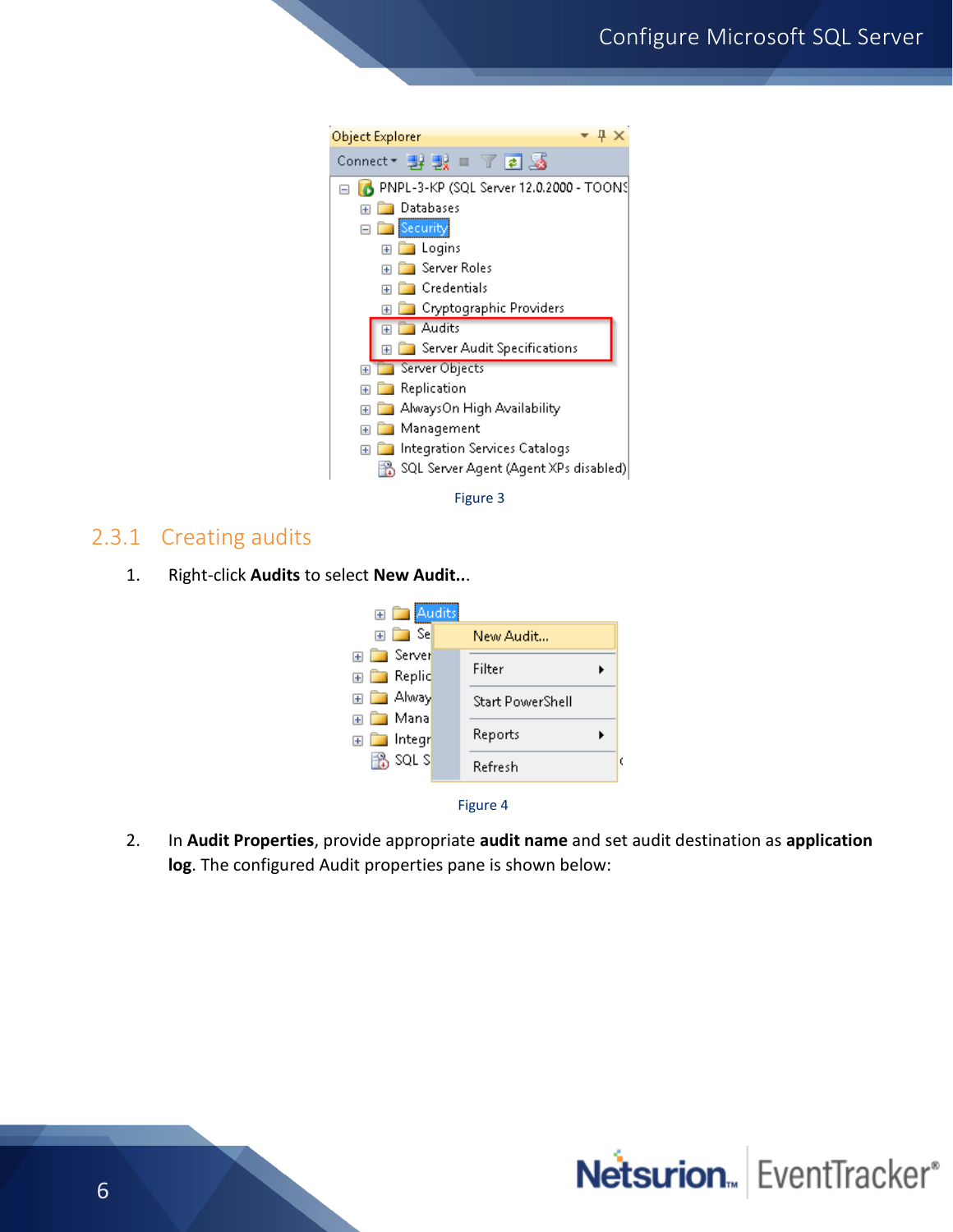Figure 3

### 2.3.1 Creating audits

1. Right-click **Audits** to select **New Audit...**.

Figure 4

2. In **Audit Properties**, provide appropriate **audit name** and set audit destination as **application log**. The configured Audit properties pane is shown below: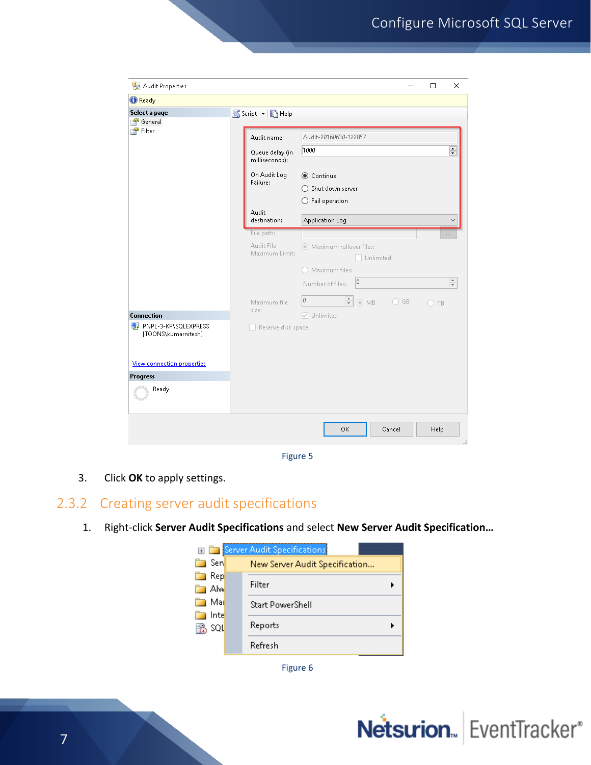Figure 5

3. Click **OK** to apply settings.

### 2.3.2 Creating server audit specifications

1. Right-click **Server Audit Specifications** and select **New Server Audit Specification…**

Figure 6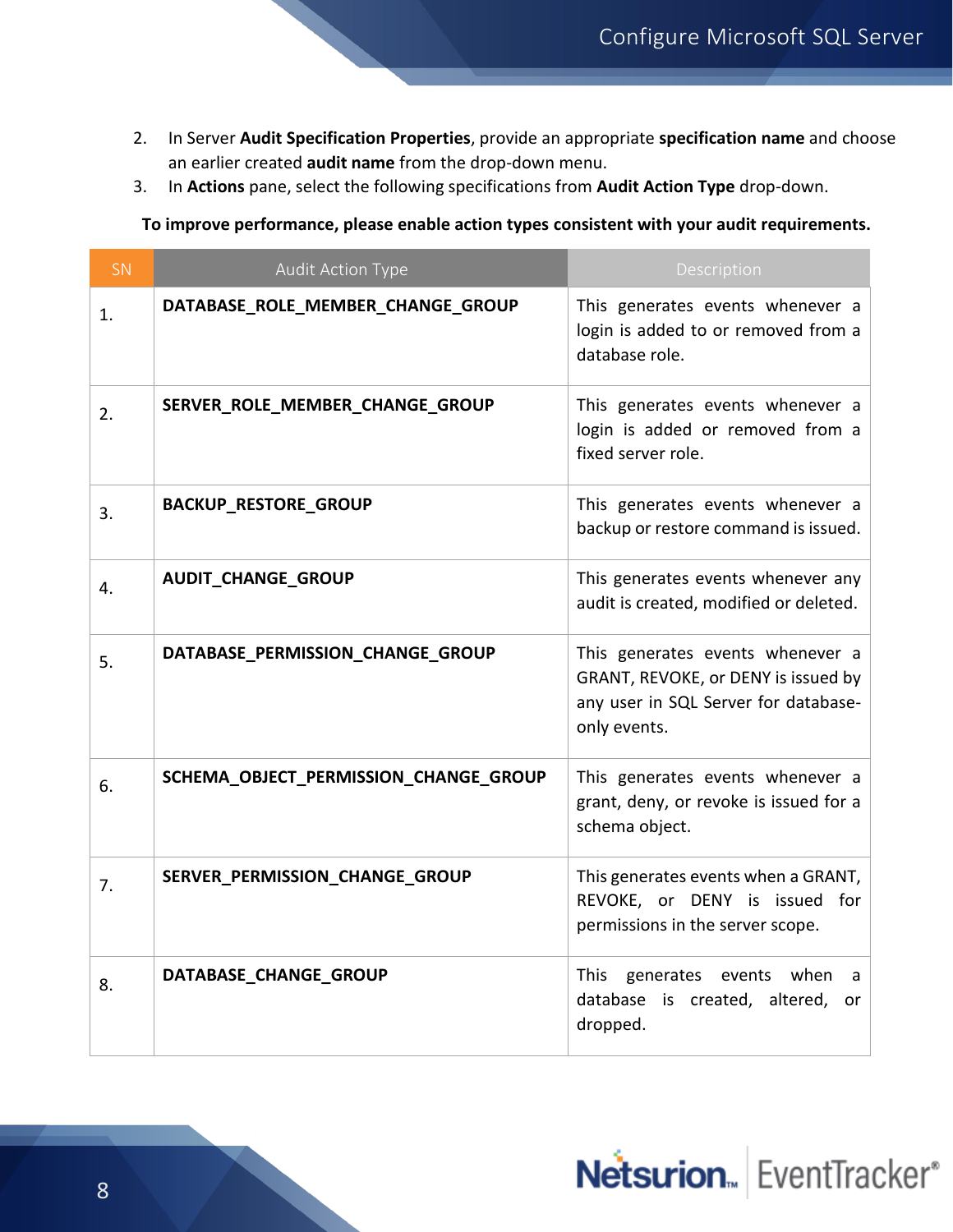2. In Server **Audit Specification Properties**, provide an appropriate **specification name** and choose an earlier created **audit name** from the drop-down menu.
3. In **Actions** pane, select the following specifications from **Audit Action Type** drop-down.

**To improve performance, please enable action types consistent with your audit requirements.**

| SN | Audit Action Type | Description |
|---|---|---|
| 1. | **DATABASE_ROLE_MEMBER_CHANGE_GROUP** | This generates events whenever a login is added to or removed from a database role. |
| 2. | **SERVER_ROLE_MEMBER_CHANGE_GROUP** | This generates events whenever a login is added or removed from a fixed server role. |
| 3. | **BACKUP_RESTORE_GROUP** | This generates events whenever a backup or restore command is issued. |
| 4. | **AUDIT_CHANGE_GROUP** | This generates events whenever any audit is created, modified or deleted. |
| 5. | **DATABASE_PERMISSION_CHANGE_GROUP** | This generates events whenever a GRANT, REVOKE, or DENY is issued by any user in SQL Server for database-only events. |
| 6. | **SCHEMA_OBJECT_PERMISSION_CHANGE_GROUP** | This generates events whenever a grant, deny, or revoke is issued for a schema object. |
| 7. | **SERVER_PERMISSION_CHANGE_GROUP** | This generates events when a GRANT, REVOKE, or DENY is issued for permissions in the server scope. |
| 8. | **DATABASE_CHANGE_GROUP** | This generates events when a database is created, altered, or dropped. |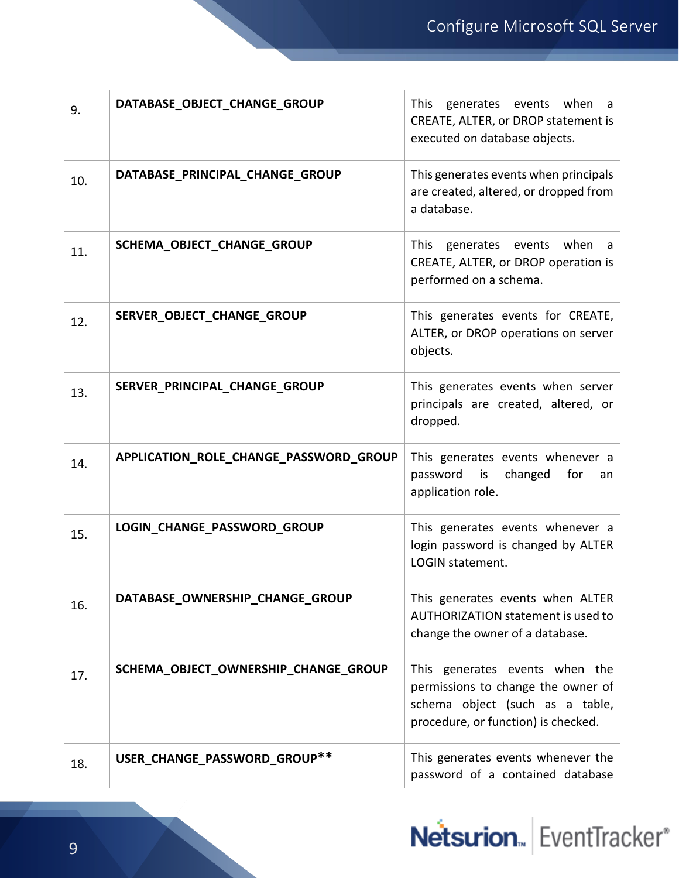| | | |
|---|---|---|
| 9. | **DATABASE_OBJECT_CHANGE_GROUP** | This generates events when a CREATE, ALTER, or DROP statement is executed on database objects. |
| 10. | **DATABASE_PRINCIPAL_CHANGE_GROUP** | This generates events when principals are created, altered, or dropped from a database. |
| 11. | **SCHEMA_OBJECT_CHANGE_GROUP** | This generates events when a CREATE, ALTER, or DROP operation is performed on a schema. |
| 12. | **SERVER_OBJECT_CHANGE_GROUP** | This generates events for CREATE, ALTER, or DROP operations on server objects. |
| 13. | **SERVER_PRINCIPAL_CHANGE_GROUP** | This generates events when server principals are created, altered, or dropped. |
| 14. | **APPLICATION_ROLE_CHANGE_PASSWORD_GROUP** | This generates events whenever a password is changed for an application role. |
| 15. | **LOGIN_CHANGE_PASSWORD_GROUP** | This generates events whenever a login password is changed by ALTER LOGIN statement. |
| 16. | **DATABASE_OWNERSHIP_CHANGE_GROUP** | This generates events when ALTER AUTHORIZATION statement is used to change the owner of a database. |
| 17. | **SCHEMA_OBJECT_OWNERSHIP_CHANGE_GROUP** | This generates events when the permissions to change the owner of schema object (such as a table, procedure, or function) is checked. |
| 18. | **USER_CHANGE_PASSWORD_GROUP**** | This generates events whenever the password of a contained database |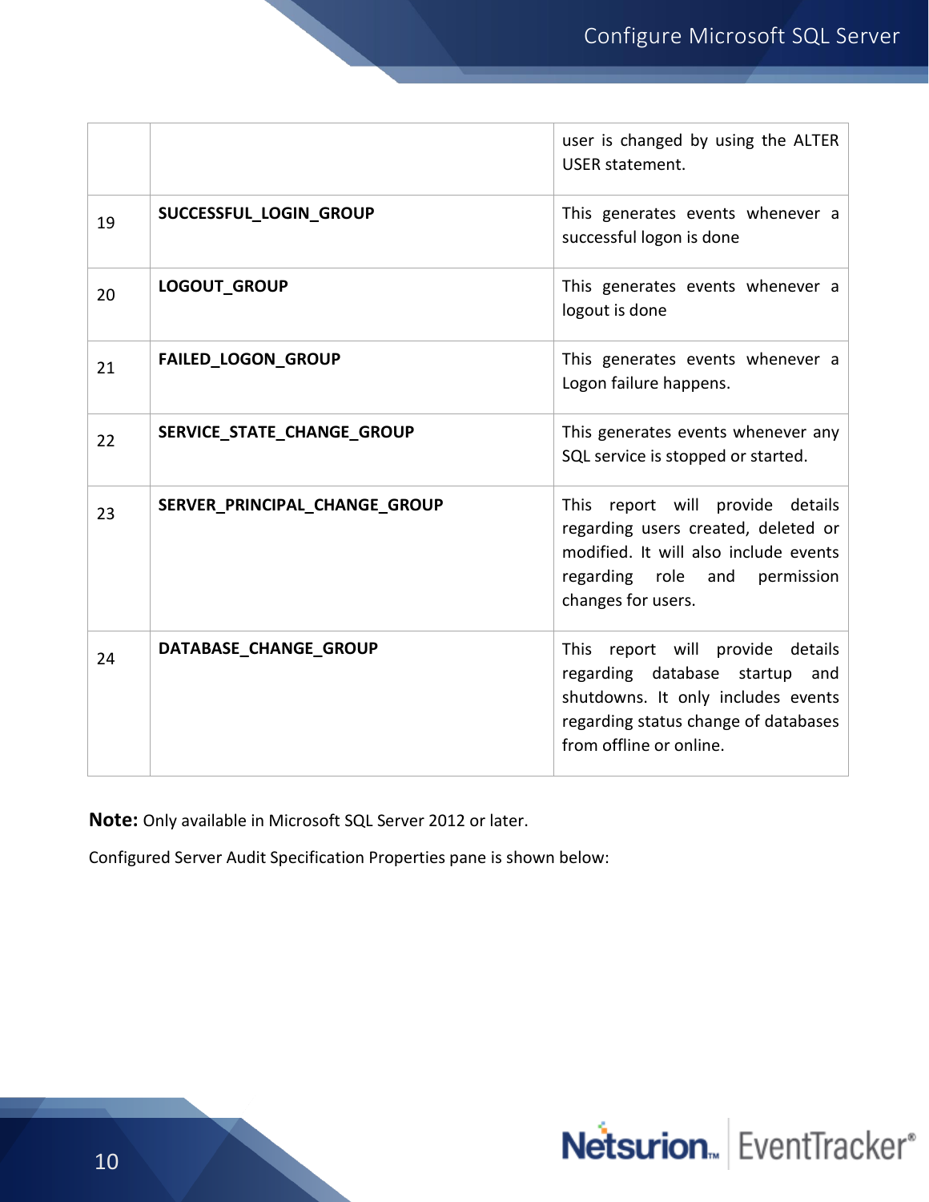|  |  | user is changed by using the ALTER USER statement. |
|---|---|---|
| 19 | **SUCCESSFUL_LOGIN_GROUP** | This generates events whenever a successful logon is done |
| 20 | **LOGOUT_GROUP** | This generates events whenever a logout is done |
| 21 | **FAILED_LOGON_GROUP** | This generates events whenever a Logon failure happens. |
| 22 | **SERVICE_STATE_CHANGE_GROUP** | This generates events whenever any SQL service is stopped or started. |
| 23 | **SERVER_PRINCIPAL_CHANGE_GROUP** | This report will provide details regarding users created, deleted or modified. It will also include events regarding role and permission changes for users. |
| 24 | **DATABASE_CHANGE_GROUP** | This report will provide details regarding database startup and shutdowns. It only includes events regarding status change of databases from offline or online. |

**Note:** Only available in Microsoft SQL Server 2012 or later.

Configured Server Audit Specification Properties pane is shown below: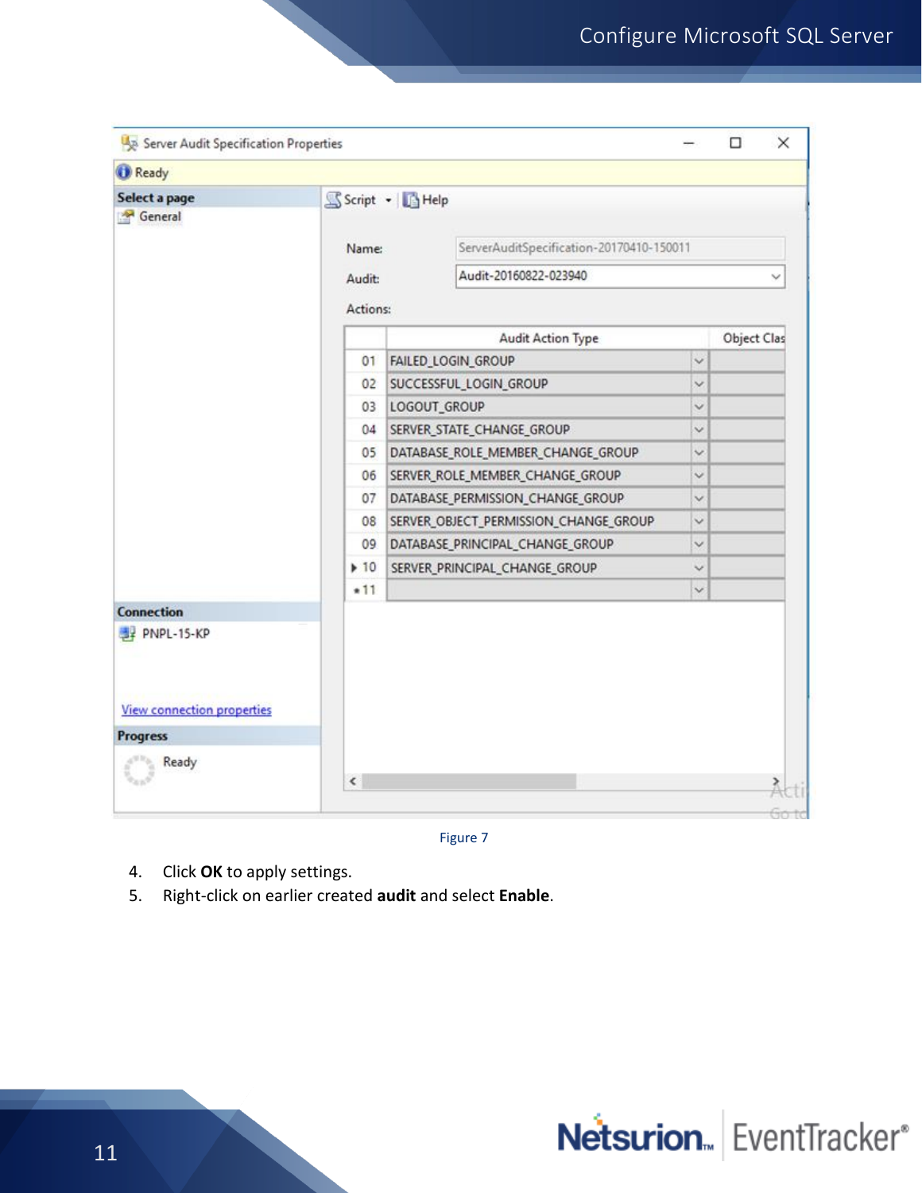Figure 7

4. Click **OK** to apply settings.
5. Right-click on earlier created **audit** and select **Enable**.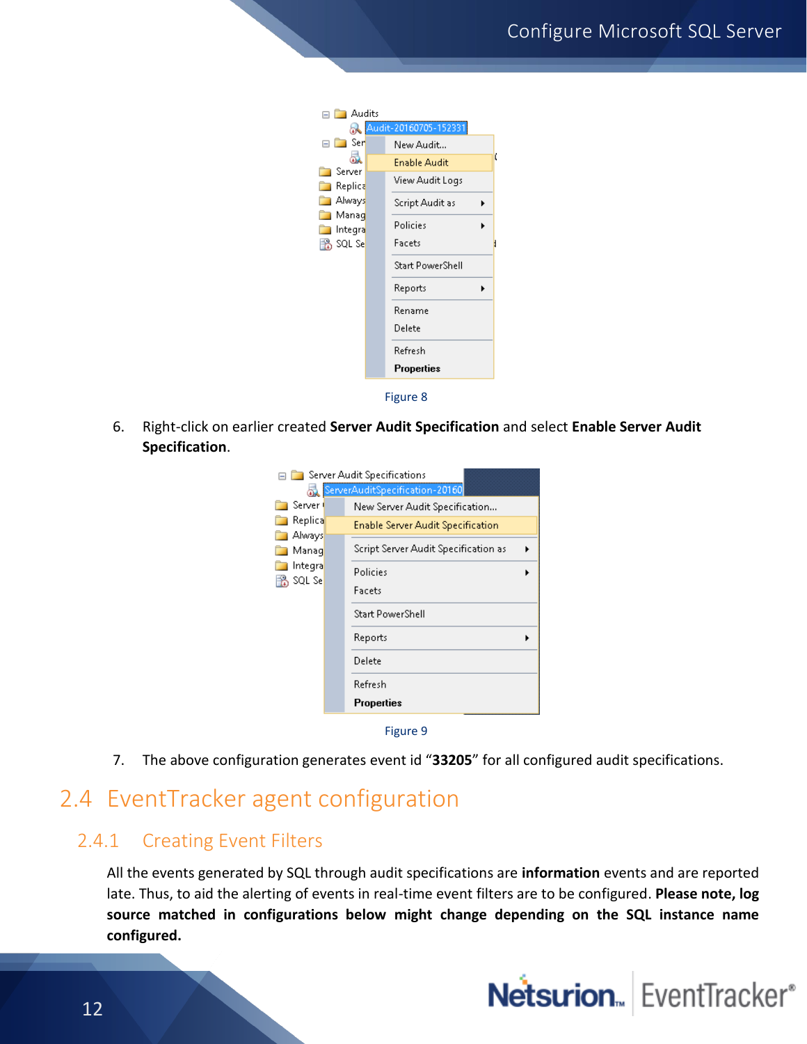Figure 8

6. Right-click on earlier created **Server Audit Specification** and select **Enable Server Audit Specification**.

Figure 9

7. The above configuration generates event id "**33205**" for all configured audit specifications.

## 2.4 EventTracker agent configuration

### 2.4.1 Creating Event Filters

All the events generated by SQL through audit specifications are **information** events and are reported late. Thus, to aid the alerting of events in real-time event filters are to be configured. **Please note, log source matched in configurations below might change depending on the SQL instance name configured.**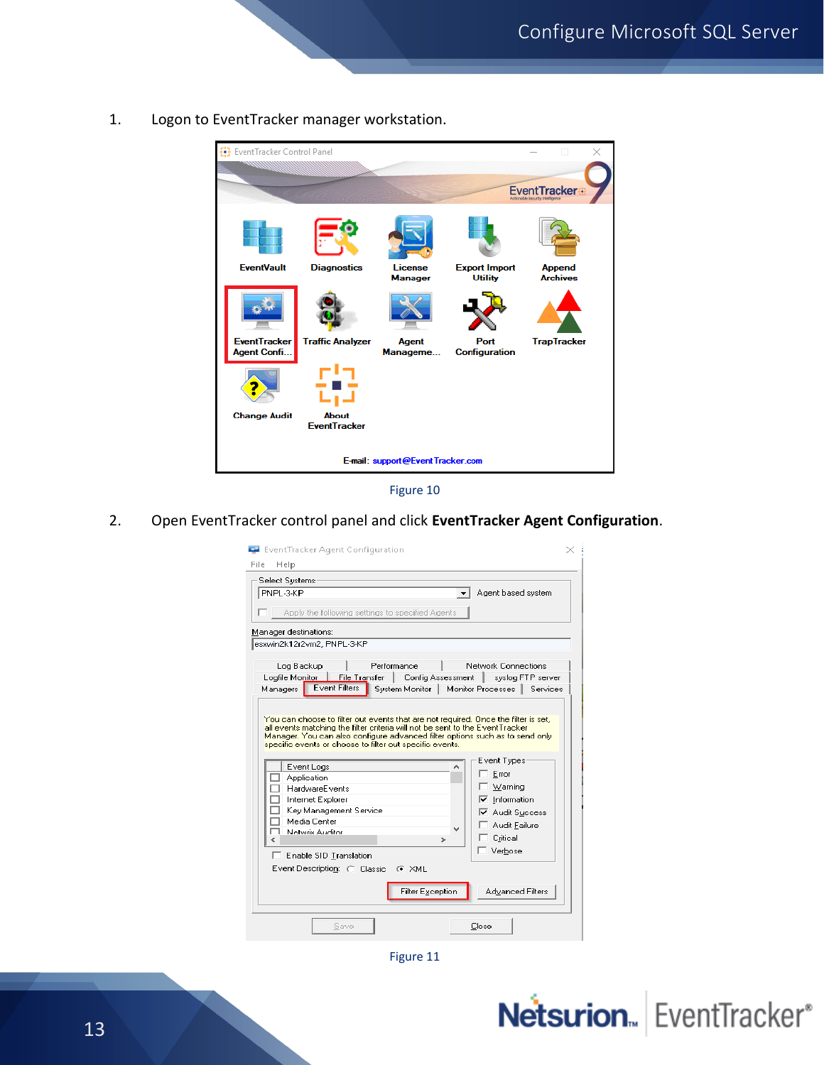1. Logon to EventTracker manager workstation.

Figure 10

2. Open EventTracker control panel and click **EventTracker Agent Configuration**.

Figure 11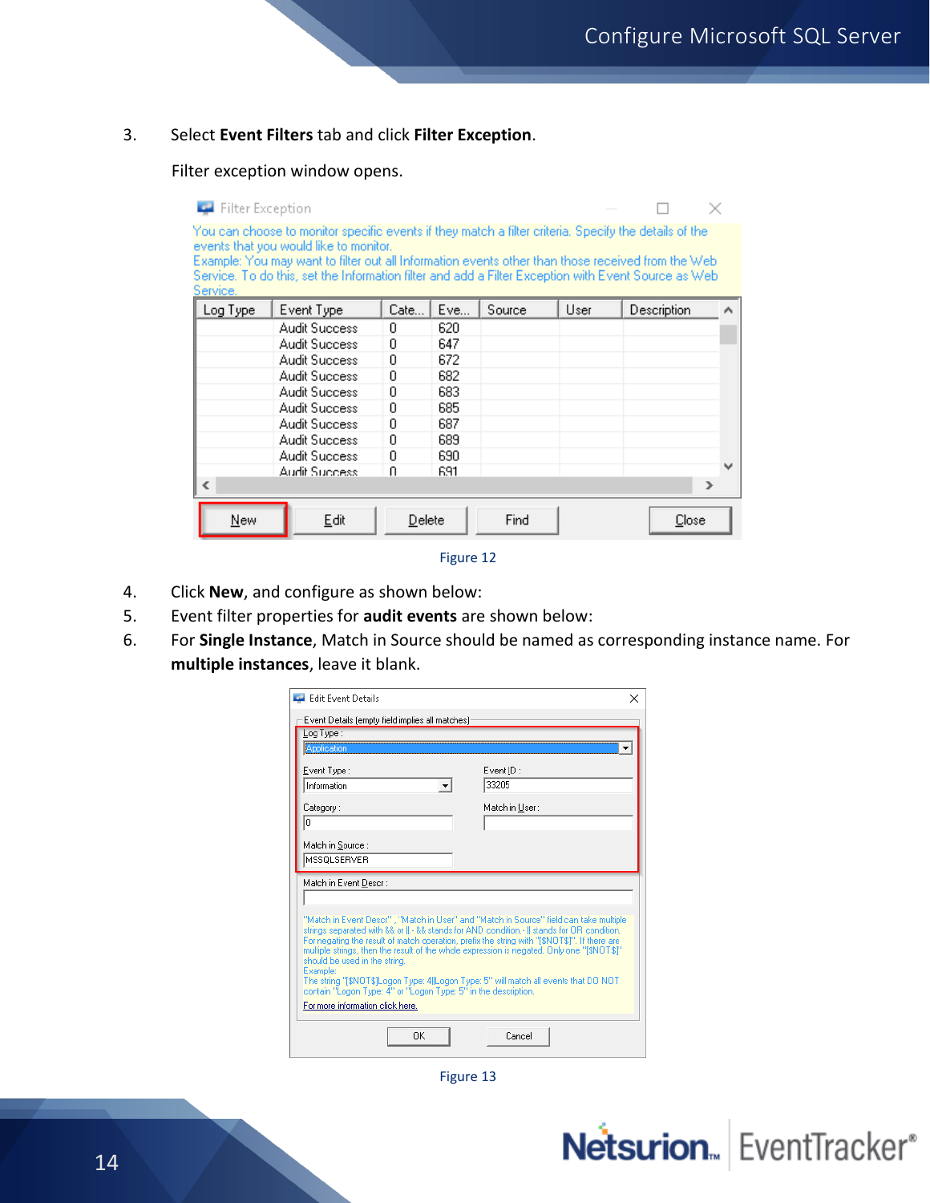3. Select **Event Filters** tab and click **Filter Exception**.

   Filter exception window opens.

Figure 12

4. Click **New**, and configure as shown below:
5. Event filter properties for **audit events** are shown below:
6. For **Single Instance**, Match in Source should be named as corresponding instance name. For **multiple instances**, leave it blank.

Figure 13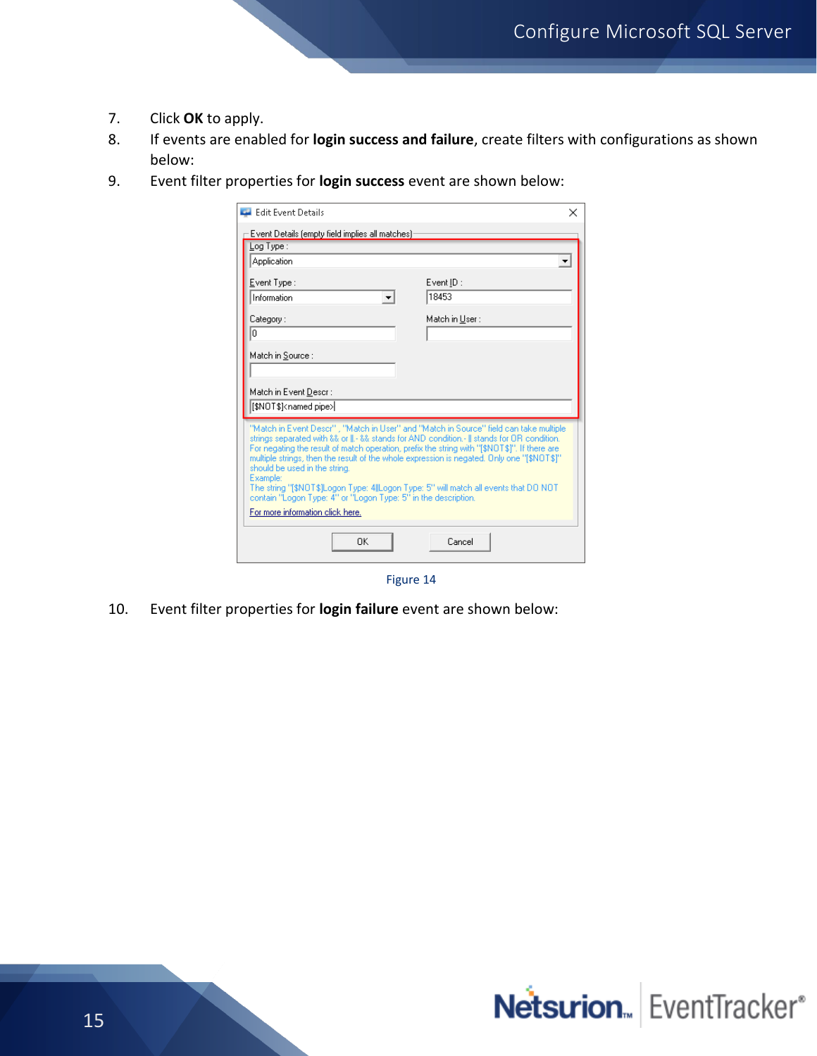7. Click **OK** to apply.
8. If events are enabled for **login success and failure**, create filters with configurations as shown below:
9. Event filter properties for **login success** event are shown below:

Figure 14

10. Event filter properties for **login failure** event are shown below: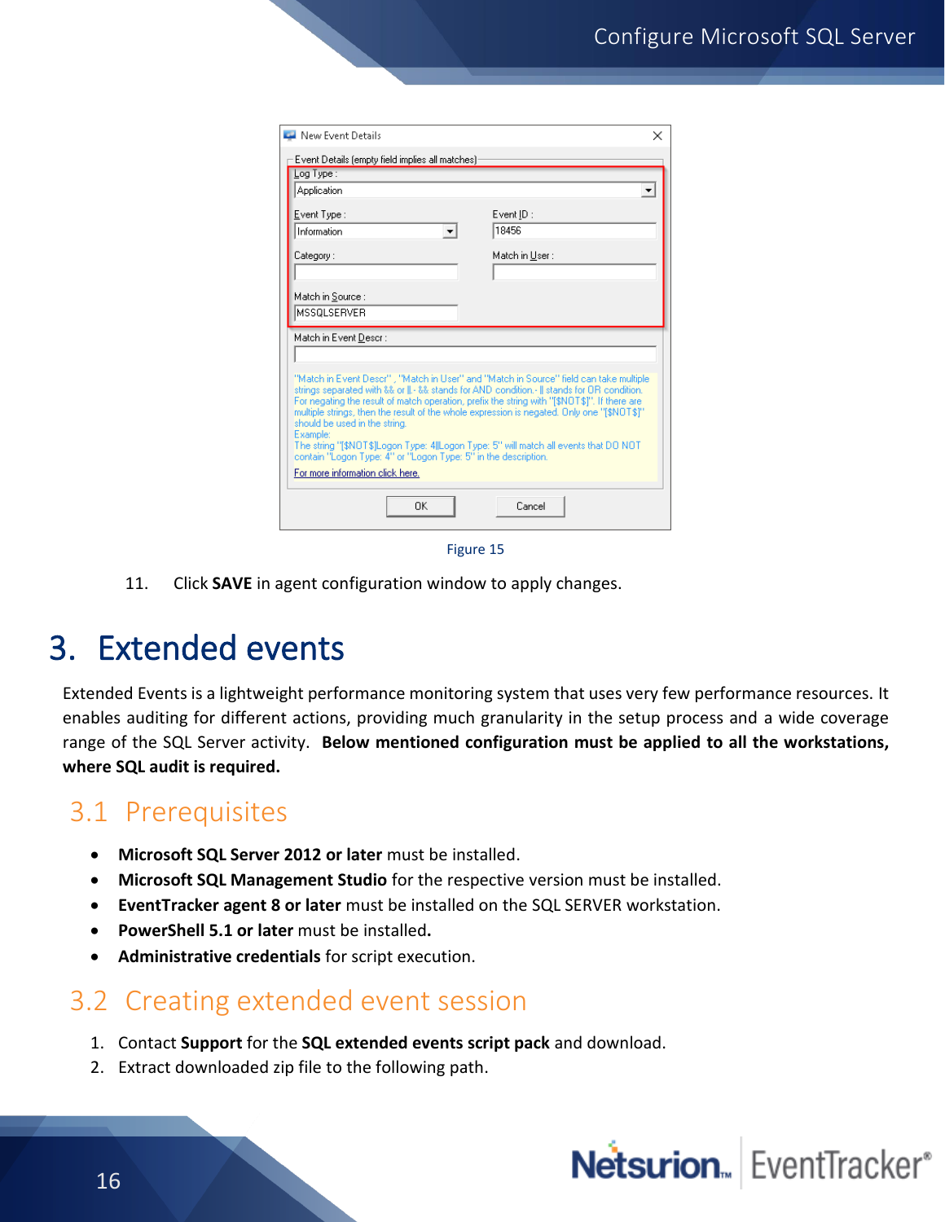Figure 15

11. Click **SAVE** in agent configuration window to apply changes.

# 3. Extended events

Extended Events is a lightweight performance monitoring system that uses very few performance resources. It enables auditing for different actions, providing much granularity in the setup process and a wide coverage range of the SQL Server activity. **Below mentioned configuration must be applied to all the workstations, where SQL audit is required.**

## 3.1 Prerequisites

- **Microsoft SQL Server 2012 or later** must be installed.
- **Microsoft SQL Management Studio** for the respective version must be installed.
- **EventTracker agent 8 or later** must be installed on the SQL SERVER workstation.
- **PowerShell 5.1 or later** must be installed**.**
- **Administrative credentials** for script execution.

## 3.2 Creating extended event session

1. Contact **Support** for the **SQL extended events script pack** and download.
2. Extract downloaded zip file to the following path.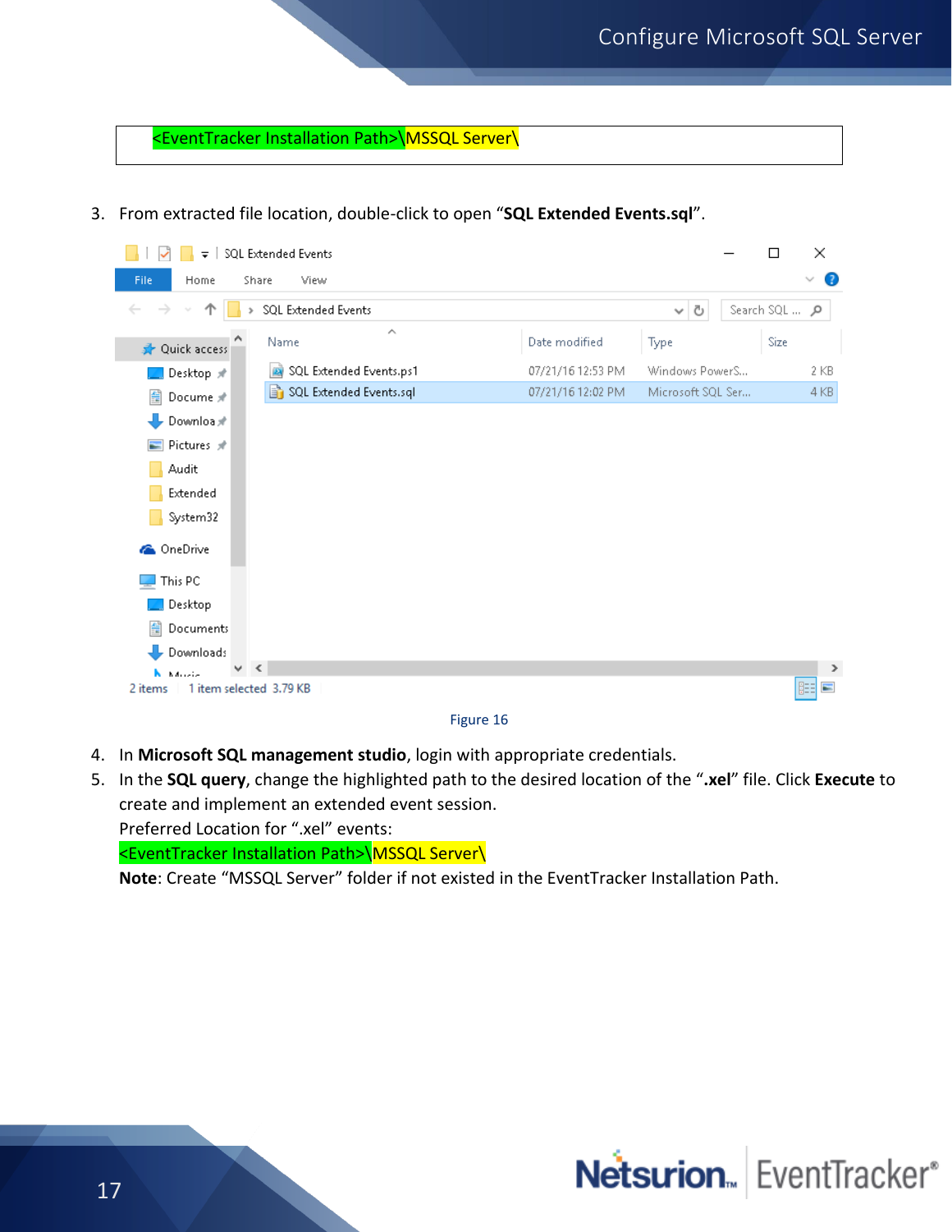```
<EventTracker Installation Path>\MSSQL Server\
```

3. From extracted file location, double-click to open "**SQL Extended Events.sql**".

Figure 16

4. In **Microsoft SQL management studio**, login with appropriate credentials.
5. In the **SQL query**, change the highlighted path to the desired location of the "**.xel**" file. Click **Execute** to create and implement an extended event session.
   Preferred Location for ".xel" events:
   <EventTracker Installation Path>\MSSQL Server\
   **Note**: Create "MSSQL Server" folder if not existed in the EventTracker Installation Path.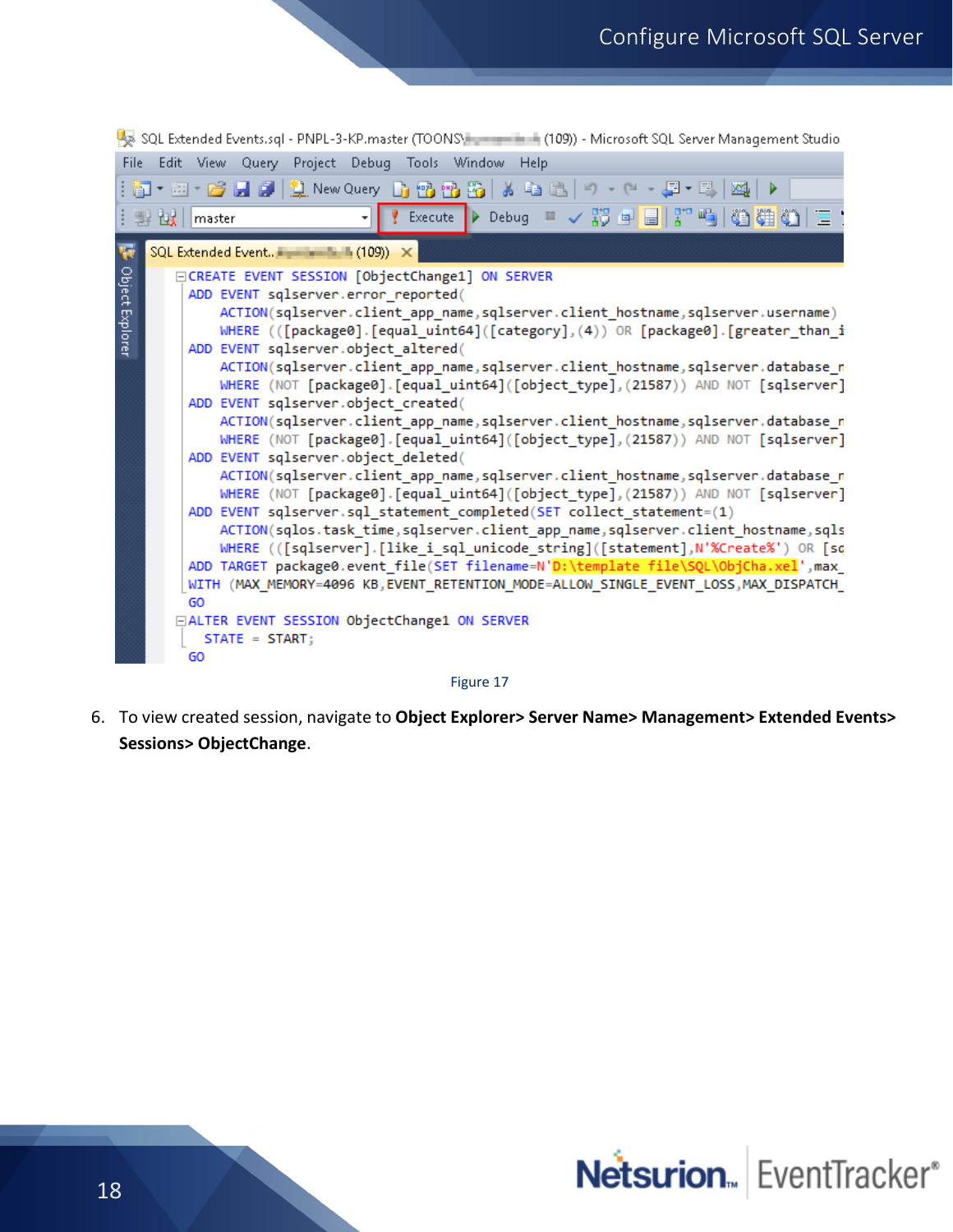Figure 17

6. To view created session, navigate to **Object Explorer> Server Name> Management> Extended Events> Sessions> ObjectChange**.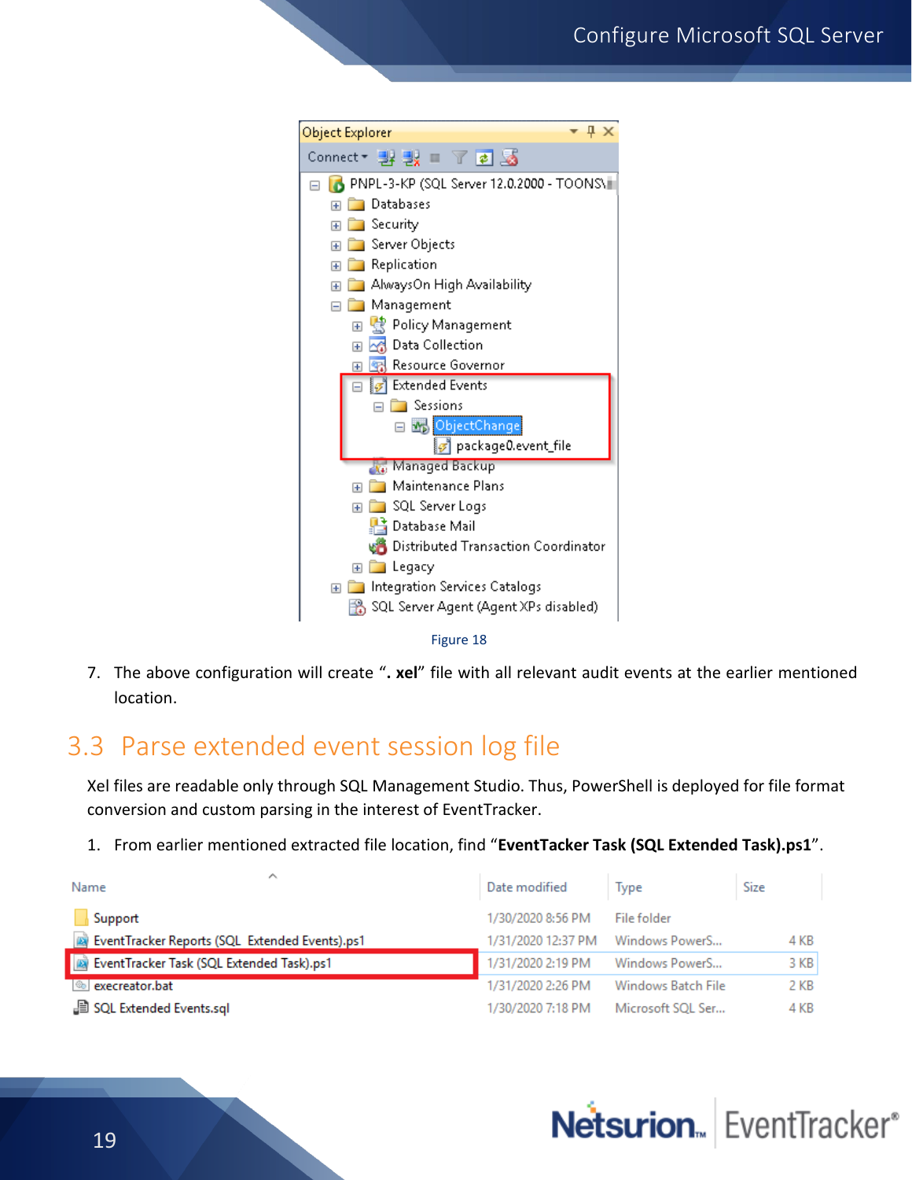Figure 18

7. The above configuration will create "**. xel**" file with all relevant audit events at the earlier mentioned location.

## 3.3 Parse extended event session log file

Xel files are readable only through SQL Management Studio. Thus, PowerShell is deployed for file format conversion and custom parsing in the interest of EventTracker.

1. From earlier mentioned extracted file location, find "**EventTacker Task (SQL Extended Task).ps1**".

| Name | Date modified | Type | Size |
|---|---|---|---|
| Support | 1/30/2020 8:56 PM | File folder | |
| EventTracker Reports (SQL Extended Events).ps1 | 1/31/2020 12:37 PM | Windows PowerS... | 4 KB |
| EventTracker Task (SQL Extended Task).ps1 | 1/31/2020 2:19 PM | Windows PowerS... | 3 KB |
| execreator.bat | 1/31/2020 2:26 PM | Windows Batch File | 2 KB |
| SQL Extended Events.sql | 1/30/2020 7:18 PM | Microsoft SQL Ser... | 4 KB |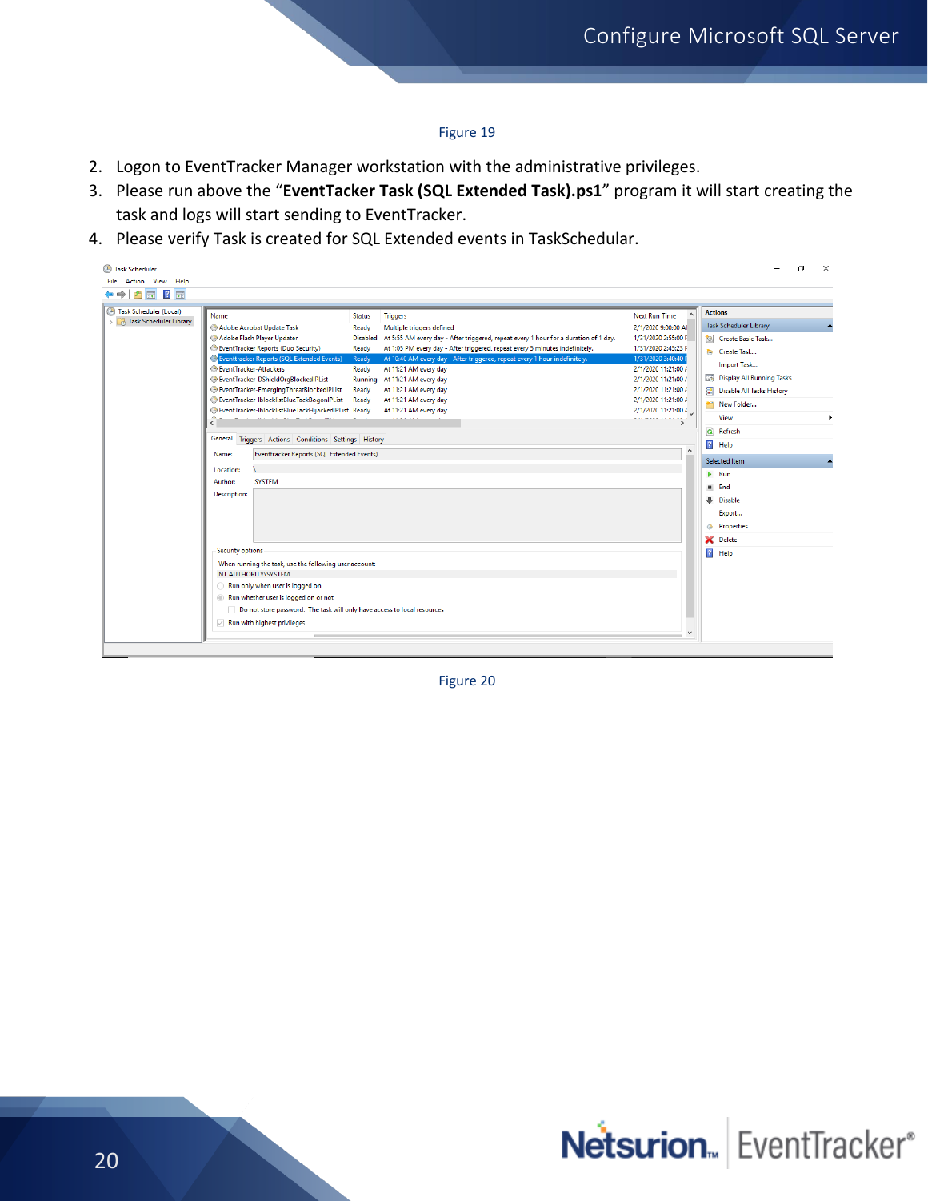Figure 19

2. Logon to EventTracker Manager workstation with the administrative privileges.
3. Please run above the “**EventTacker Task (SQL Extended Task).ps1**” program it will start creating the task and logs will start sending to EventTracker.
4. Please verify Task is created for SQL Extended events in TaskSchedular.

Figure 20